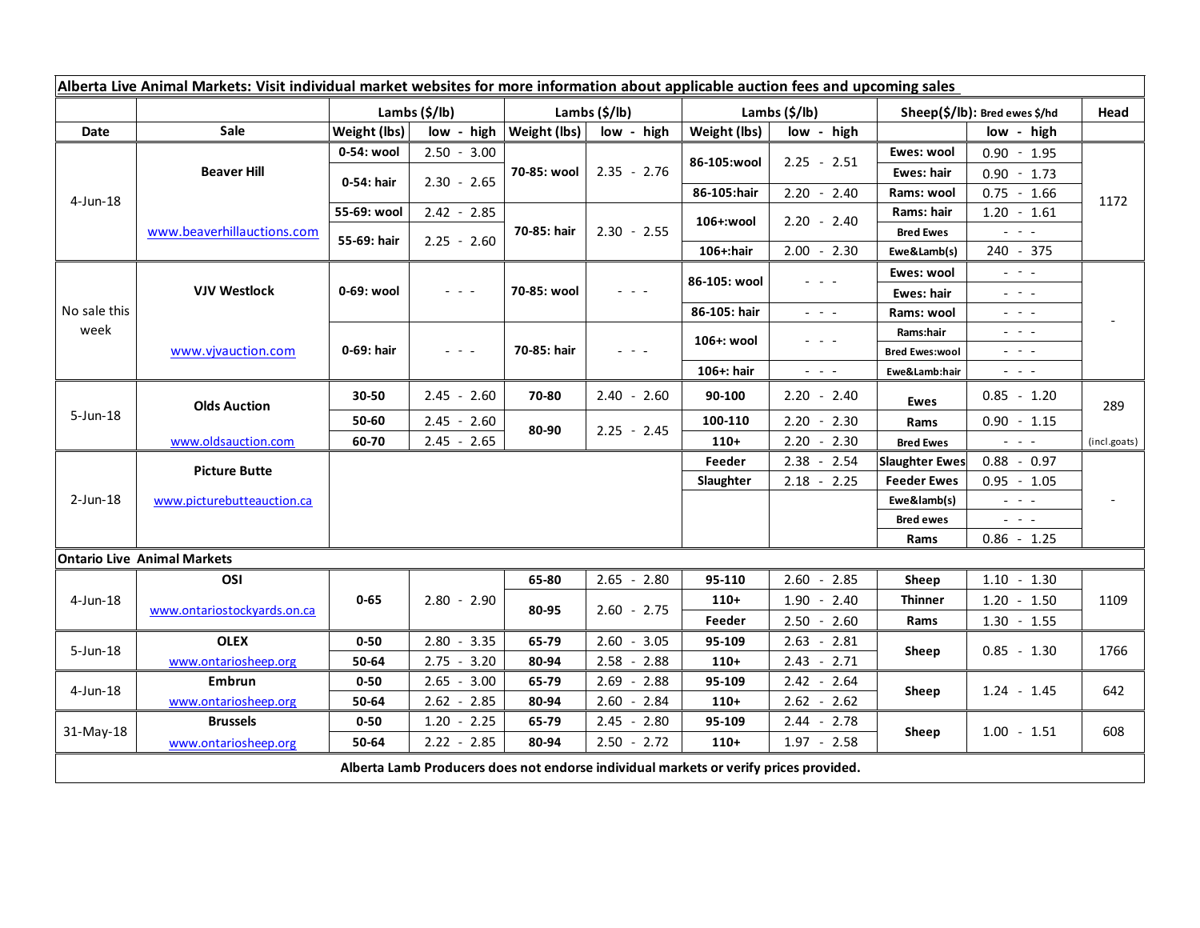| Alberta Live Animal Markets: Visit individual market websites for more information about applicable auction fees and upcoming sales | | | | | | | | | | |
|---|---|---|---|---|---|---|---|---|---|---|
| | | Lambs ($/lb) | | Lambs ($/lb) | | Lambs ($/lb) | | Sheep($/lb): Bred ewes $/hd | | Head |
| Date | Sale | Weight (lbs) | low - high | Weight (lbs) | low - high | Weight (lbs) | low - high | | low - high | |
| 4-Jun-18 | Beaver Hill | 0-54: wool | 2.50 - 3.00 | 70-85: wool | 2.35 - 2.76 | 86-105:wool | 2.25 - 2.51 | Ewes: wool | 0.90 - 1.95 | 1172 |
| | | 0-54: hair | 2.30 - 2.65 | | | | | Ewes: hair | 0.90 - 1.73 | |
| | | | | | | 86-105:hair | 2.20 - 2.40 | Rams: wool | 0.75 - 1.66 | |
| | | 55-69: wool | 2.42 - 2.85 | 70-85: hair | 2.30 - 2.55 | 106+:wool | 2.20 - 2.40 | Rams: hair | 1.20 - 1.61 | |
| | www.beaverhillauctions.com | 55-69: hair | 2.25 - 2.60 | | | | | Bred Ewes | - - - | |
| | | | | | | 106+:hair | 2.00 - 2.30 | Ewe&Lamb(s) | 240 - 375 | |
| No sale this week | VJV Westlock | 0-69: wool | - - - | 70-85: wool | - - - | 86-105: wool | - - - | Ewes: wool | - - - | - |
| | | | | | | | | Ewes: hair | - - - | |
| | | | | | | 86-105: hair | - - - | Rams: wool | - - - | |
| | www.vjvauction.com | 0-69: hair | - - - | 70-85: hair | - - - | 106+: wool | - - - | Rams:hair | - - - | |
| | | | | | | | | Bred Ewes:wool | - - - | |
| | | | | | | 106+: hair | - - - | Ewe&Lamb:hair | - - - | |
| 5-Jun-18 | Olds Auction | 30-50 | 2.45 - 2.60 | 70-80 | 2.40 - 2.60 | 90-100 | 2.20 - 2.40 | Ewes | 0.85 - 1.20 | 289 |
| | | 50-60 | 2.45 - 2.60 | 80-90 | 2.25 - 2.45 | 100-110 | 2.20 - 2.30 | Rams | 0.90 - 1.15 | |
| | www.oldsauction.com | 60-70 | 2.45 - 2.65 | | | 110+ | 2.20 - 2.30 | Bred Ewes | - - - | (incl.goats) |
| 2-Jun-18 | Picture Butte | | | | | Feeder | 2.38 - 2.54 | Slaughter Ewes | 0.88 - 0.97 | - |
| | www.picturebutteauction.ca | | | | | Slaughter | 2.18 - 2.25 | Feeder Ewes | 0.95 - 1.05 | |
| | | | | | | | | Ewe&lamb(s) | - - - | |
| | | | | | | | | Bred ewes | - - - | |
| | | | | | | | | Rams | 0.86 - 1.25 | |
| **Ontario Live Animal Markets** | | | | | | | | | | |
| 4-Jun-18 | OSI | 0-65 | 2.80 - 2.90 | 65-80 | 2.65 - 2.80 | 95-110 | 2.60 - 2.85 | Sheep | 1.10 - 1.30 | 1109 |
| | www.ontariostockyards.on.ca | | | 80-95 | 2.60 - 2.75 | 110+ | 1.90 - 2.40 | Thinner | 1.20 - 1.50 | |
| | | | | | | Feeder | 2.50 - 2.60 | Rams | 1.30 - 1.55 | |
| 5-Jun-18 | OLEX | 0-50 | 2.80 - 3.35 | 65-79 | 2.60 - 3.05 | 95-109 | 2.63 - 2.81 | Sheep | 0.85 - 1.30 | 1766 |
| | www.ontariosheep.org | 50-64 | 2.75 - 3.20 | 80-94 | 2.58 - 2.88 | 110+ | 2.43 - 2.71 | | | |
| 4-Jun-18 | Embrun | 0-50 | 2.65 - 3.00 | 65-79 | 2.69 - 2.88 | 95-109 | 2.42 - 2.64 | Sheep | 1.24 - 1.45 | 642 |
| | www.ontariosheep.org | 50-64 | 2.62 - 2.85 | 80-94 | 2.60 - 2.84 | 110+ | 2.62 - 2.62 | | | |
| 31-May-18 | Brussels | 0-50 | 1.20 - 2.25 | 65-79 | 2.45 - 2.80 | 95-109 | 2.44 - 2.78 | Sheep | 1.00 - 1.51 | 608 |
| | www.ontariosheep.org | 50-64 | 2.22 - 2.85 | 80-94 | 2.50 - 2.72 | 110+ | 1.97 - 2.58 | | | |

**Alberta Lamb Producers does not endorse individual markets or verify prices provided.**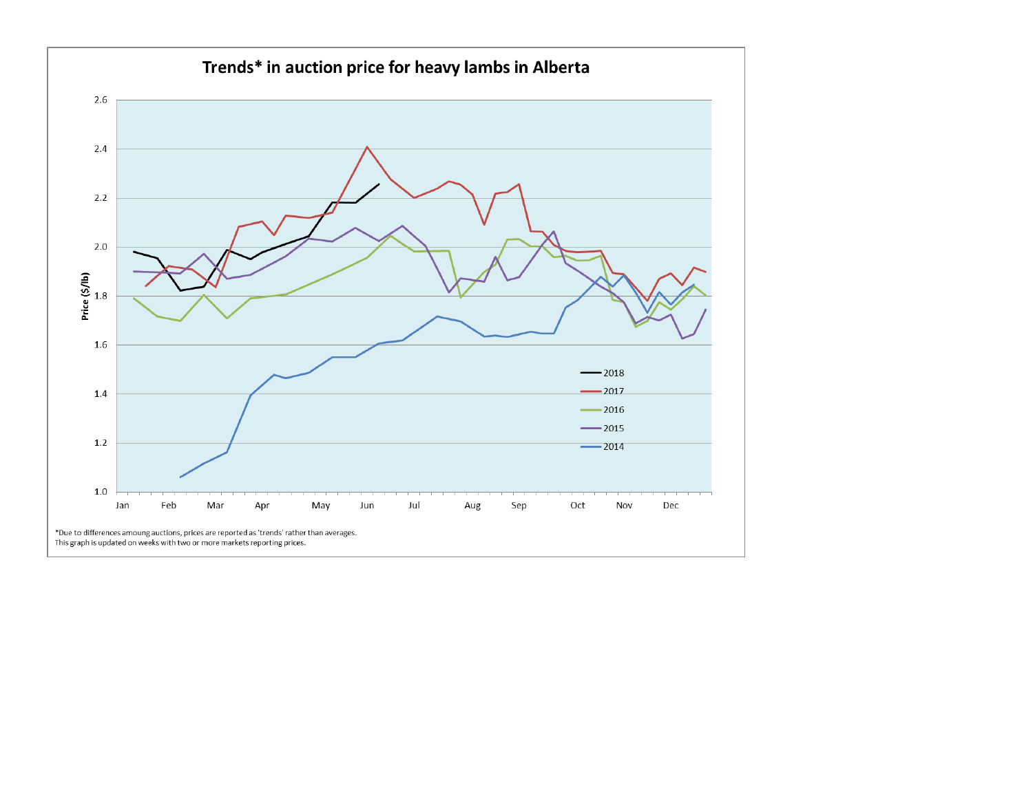# Trends* in auction price for heavy lambs in Alberta

2.6
2.4
2.2
2.0
1.8
1.6
1.4
1.2
1.0

Price ($/lb)

Jan
Feb
Mar
Apr
May
Jun
Jul
Aug
Sep
Oct
Nov
Dec

2018
2017
2016
2015
2014

*Due to differences amoung auctions, prices are reported as 'trends' rather than averages.
This graph is updated on weeks with two or more markets reporting prices.